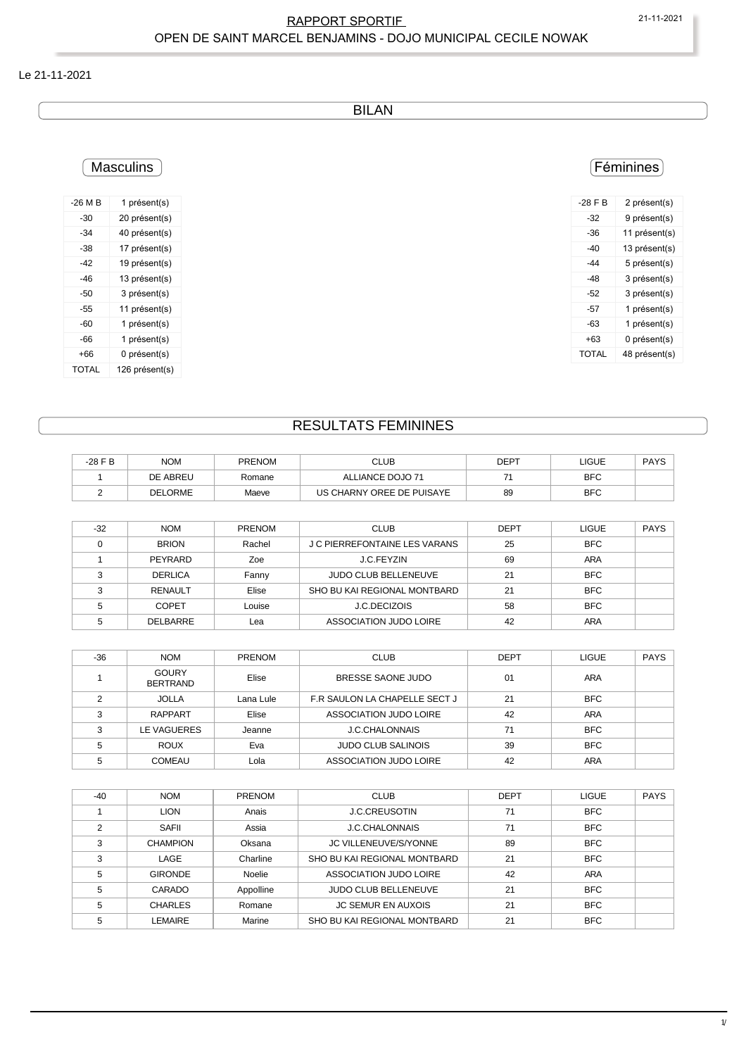# RAPPORT SPORTIF

## OPEN DE SAINT MARCEL BENJAMINS - DOJO MUNICIPAL CECILE NOWAK

Le 21-11-2021

## BILAN

### Masculins

| -26 M B | 1 présent(s) |
|---|---|
| -30 | 20 présent(s) |
| -34 | 40 présent(s) |
| -38 | 17 présent(s) |
| -42 | 19 présent(s) |
| -46 | 13 présent(s) |
| -50 | 3 présent(s) |
| -55 | 11 présent(s) |
| -60 | 1 présent(s) |
| -66 | 1 présent(s) |
| +66 | 0 présent(s) |
| TOTAL | 126 présent(s) |

### Féminines

| -28 F B | 2 présent(s) |
|---|---|
| -32 | 9 présent(s) |
| -36 | 11 présent(s) |
| -40 | 13 présent(s) |
| -44 | 5 présent(s) |
| -48 | 3 présent(s) |
| -52 | 3 présent(s) |
| -57 | 1 présent(s) |
| -63 | 1 présent(s) |
| +63 | 0 présent(s) |
| TOTAL | 48 présent(s) |

## RESULTATS FEMININES

| -28 F B | NOM | PRENOM | CLUB | DEPT | LIGUE | PAYS |
|---|---|---|---|---|---|---|
| 1 | DE ABREU | Romane | ALLIANCE DOJO 71 | 71 | BFC | |
| 2 | DELORME | Maeve | US CHARNY OREE DE PUISAYE | 89 | BFC | |

| -32 | NOM | PRENOM | CLUB | DEPT | LIGUE | PAYS |
|---|---|---|---|---|---|---|
| 0 | BRION | Rachel | J C PIERREFONTAINE LES VARANS | 25 | BFC | |
| 1 | PEYRARD | Zoe | J.C.FEYZIN | 69 | ARA | |
| 3 | DERLICA | Fanny | JUDO CLUB BELLENEUVE | 21 | BFC | |
| 3 | RENAULT | Elise | SHO BU KAI REGIONAL MONTBARD | 21 | BFC | |
| 5 | COPET | Louise | J.C.DECIZOIS | 58 | BFC | |
| 5 | DELBARRE | Lea | ASSOCIATION JUDO LOIRE | 42 | ARA | |

| -36 | NOM | PRENOM | CLUB | DEPT | LIGUE | PAYS |
|---|---|---|---|---|---|---|
| 1 | GOURY BERTRAND | Elise | BRESSE SAONE JUDO | 01 | ARA | |
| 2 | JOLLA | Lana Lule | F.R SAULON LA CHAPELLE SECT J | 21 | BFC | |
| 3 | RAPPART | Elise | ASSOCIATION JUDO LOIRE | 42 | ARA | |
| 3 | LE VAGUERES | Jeanne | J.C.CHALONNAIS | 71 | BFC | |
| 5 | ROUX | Eva | JUDO CLUB SALINOIS | 39 | BFC | |
| 5 | COMEAU | Lola | ASSOCIATION JUDO LOIRE | 42 | ARA | |

| -40 | NOM | PRENOM | CLUB | DEPT | LIGUE | PAYS |
|---|---|---|---|---|---|---|
| 1 | LION | Anais | J.C.CREUSOTIN | 71 | BFC | |
| 2 | SAFII | Assia | J.C.CHALONNAIS | 71 | BFC | |
| 3 | CHAMPION | Oksana | JC VILLENEUVE/S/YONNE | 89 | BFC | |
| 3 | LAGE | Charline | SHO BU KAI REGIONAL MONTBARD | 21 | BFC | |
| 5 | GIRONDE | Noelie | ASSOCIATION JUDO LOIRE | 42 | ARA | |
| 5 | CARADO | Appolline | JUDO CLUB BELLENEUVE | 21 | BFC | |
| 5 | CHARLES | Romane | JC SEMUR EN AUXOIS | 21 | BFC | |
| 5 | LEMAIRE | Marine | SHO BU KAI REGIONAL MONTBARD | 21 | BFC | |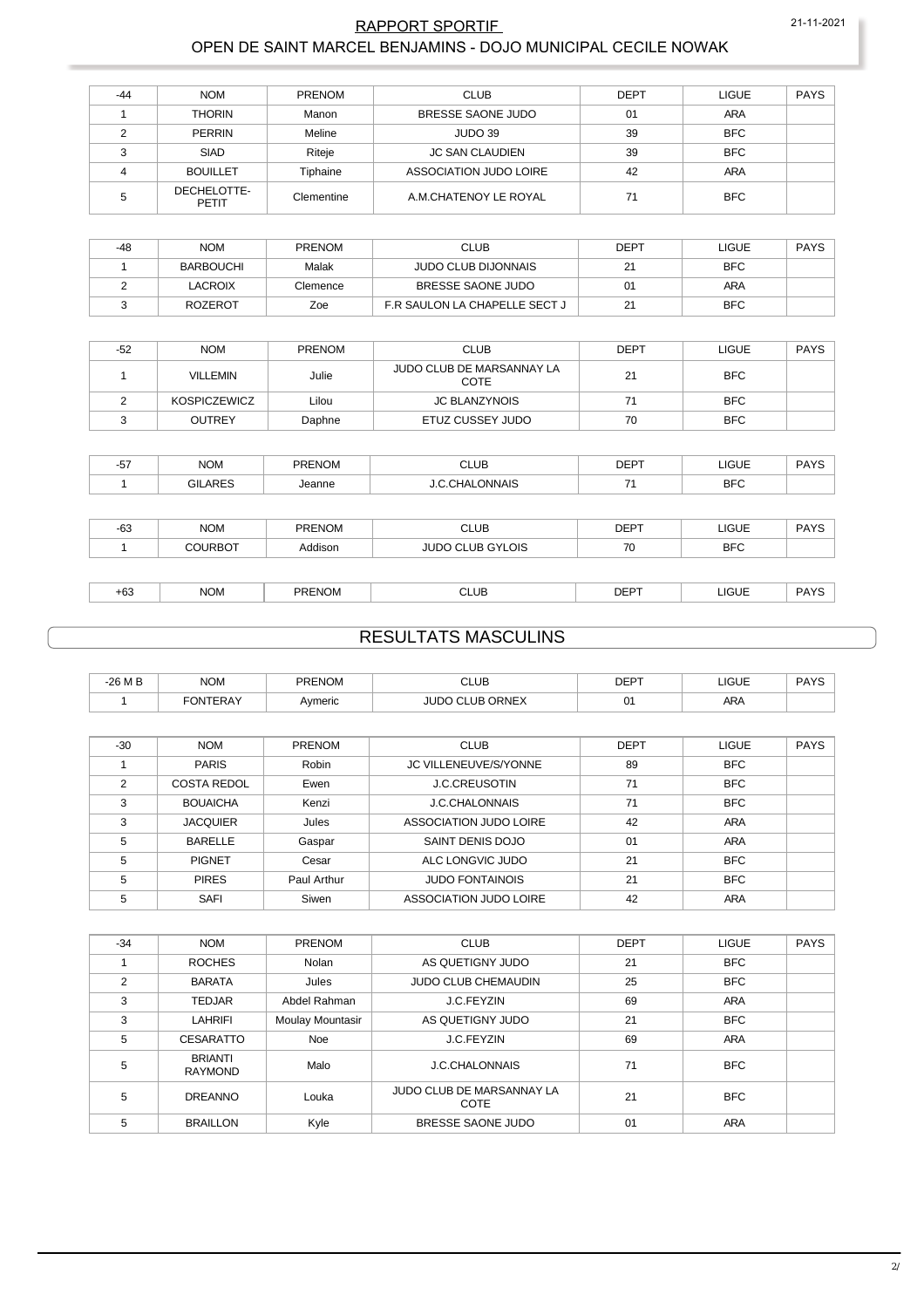## RAPPORT SPORTIF
## OPEN DE SAINT MARCEL BENJAMINS - DOJO MUNICIPAL CECILE NOWAK

| -44 | NOM | PRENOM | CLUB | DEPT | LIGUE | PAYS |
|---|---|---|---|---|---|---|
| 1 | THORIN | Manon | BRESSE SAONE JUDO | 01 | ARA | |
| 2 | PERRIN | Meline | JUDO 39 | 39 | BFC | |
| 3 | SIAD | Riteje | JC SAN CLAUDIEN | 39 | BFC | |
| 4 | BOUILLET | Tiphaine | ASSOCIATION JUDO LOIRE | 42 | ARA | |
| 5 | DECHELOTTE-PETIT | Clementine | A.M.CHATENOY LE ROYAL | 71 | BFC | |

| -48 | NOM | PRENOM | CLUB | DEPT | LIGUE | PAYS |
|---|---|---|---|---|---|---|
| 1 | BARBOUCHI | Malak | JUDO CLUB DIJONNAIS | 21 | BFC | |
| 2 | LACROIX | Clemence | BRESSE SAONE JUDO | 01 | ARA | |
| 3 | ROZEROT | Zoe | F.R SAULON LA CHAPELLE SECT J | 21 | BFC | |

| -52 | NOM | PRENOM | CLUB | DEPT | LIGUE | PAYS |
|---|---|---|---|---|---|---|
| 1 | VILLEMIN | Julie | JUDO CLUB DE MARSANNAY LA COTE | 21 | BFC | |
| 2 | KOSPICZEWICZ | Lilou | JC BLANZYNOIS | 71 | BFC | |
| 3 | OUTREY | Daphne | ETUZ CUSSEY JUDO | 70 | BFC | |

| -57 | NOM | PRENOM | CLUB | DEPT | LIGUE | PAYS |
|---|---|---|---|---|---|---|
| 1 | GILARES | Jeanne | J.C.CHALONNAIS | 71 | BFC | |

| -63 | NOM | PRENOM | CLUB | DEPT | LIGUE | PAYS |
|---|---|---|---|---|---|---|
| 1 | COURBOT | Addison | JUDO CLUB GYLOIS | 70 | BFC | |

| +63 | NOM | PRENOM | CLUB | DEPT | LIGUE | PAYS |
|---|---|---|---|---|---|---|

## RESULTATS MASCULINS

| -26 M B | NOM | PRENOM | CLUB | DEPT | LIGUE | PAYS |
|---|---|---|---|---|---|---|
| 1 | FONTERAY | Aymeric | JUDO CLUB ORNEX | 01 | ARA | |

| -30 | NOM | PRENOM | CLUB | DEPT | LIGUE | PAYS |
|---|---|---|---|---|---|---|
| 1 | PARIS | Robin | JC VILLENEUVE/S/YONNE | 89 | BFC | |
| 2 | COSTA REDOL | Ewen | J.C.CREUSOTIN | 71 | BFC | |
| 3 | BOUAICHA | Kenzi | J.C.CHALONNAIS | 71 | BFC | |
| 3 | JACQUIER | Jules | ASSOCIATION JUDO LOIRE | 42 | ARA | |
| 5 | BARELLE | Gaspar | SAINT DENIS DOJO | 01 | ARA | |
| 5 | PIGNET | Cesar | ALC LONGVIC JUDO | 21 | BFC | |
| 5 | PIRES | Paul Arthur | JUDO FONTAINOIS | 21 | BFC | |
| 5 | SAFI | Siwen | ASSOCIATION JUDO LOIRE | 42 | ARA | |

| -34 | NOM | PRENOM | CLUB | DEPT | LIGUE | PAYS |
|---|---|---|---|---|---|---|
| 1 | ROCHES | Nolan | AS QUETIGNY JUDO | 21 | BFC | |
| 2 | BARATA | Jules | JUDO CLUB CHEMAUDIN | 25 | BFC | |
| 3 | TEDJAR | Abdel Rahman | J.C.FEYZIN | 69 | ARA | |
| 3 | LAHRIFI | Moulay Mountasir | AS QUETIGNY JUDO | 21 | BFC | |
| 5 | CESARATTO | Noe | J.C.FEYZIN | 69 | ARA | |
| 5 | BRIANTI RAYMOND | Malo | J.C.CHALONNAIS | 71 | BFC | |
| 5 | DREANNO | Louka | JUDO CLUB DE MARSANNAY LA COTE | 21 | BFC | |
| 5 | BRAILLON | Kyle | BRESSE SAONE JUDO | 01 | ARA | |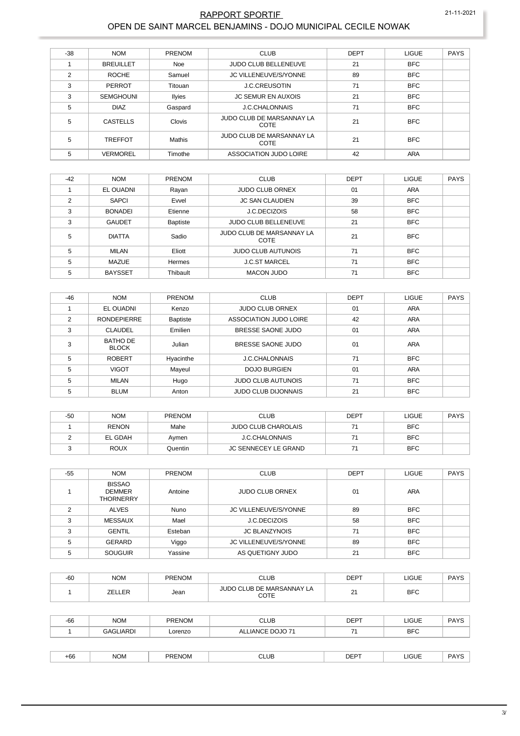# RAPPORT SPORTIF

## OPEN DE SAINT MARCEL BENJAMINS - DOJO MUNICIPAL CECILE NOWAK

| -38 | NOM | PRENOM | CLUB | DEPT | LIGUE | PAYS |
|---|---|---|---|---|---|---|
| 1 | BREUILLET | Noe | JUDO CLUB BELLENEUVE | 21 | BFC | |
| 2 | ROCHE | Samuel | JC VILLENEUVE/S/YONNE | 89 | BFC | |
| 3 | PERROT | Titouan | J.C.CREUSOTIN | 71 | BFC | |
| 3 | SEMGHOUNI | Ilyies | JC SEMUR EN AUXOIS | 21 | BFC | |
| 5 | DIAZ | Gaspard | J.C.CHALONNAIS | 71 | BFC | |
| 5 | CASTELLS | Clovis | JUDO CLUB DE MARSANNAY LA COTE | 21 | BFC | |
| 5 | TREFFOT | Mathis | JUDO CLUB DE MARSANNAY LA COTE | 21 | BFC | |
| 5 | VERMOREL | Timothe | ASSOCIATION JUDO LOIRE | 42 | ARA | |

| -42 | NOM | PRENOM | CLUB | DEPT | LIGUE | PAYS |
|---|---|---|---|---|---|---|
| 1 | EL OUADNI | Rayan | JUDO CLUB ORNEX | 01 | ARA | |
| 2 | SAPCI | Evvel | JC SAN CLAUDIEN | 39 | BFC | |
| 3 | BONADEI | Etienne | J.C.DECIZOIS | 58 | BFC | |
| 3 | GAUDET | Baptiste | JUDO CLUB BELLENEUVE | 21 | BFC | |
| 5 | DIATTA | Sadio | JUDO CLUB DE MARSANNAY LA COTE | 21 | BFC | |
| 5 | MILAN | Eliott | JUDO CLUB AUTUNOIS | 71 | BFC | |
| 5 | MAZUE | Hermes | J.C.ST MARCEL | 71 | BFC | |
| 5 | BAYSSET | Thibault | MACON JUDO | 71 | BFC | |

| -46 | NOM | PRENOM | CLUB | DEPT | LIGUE | PAYS |
|---|---|---|---|---|---|---|
| 1 | EL OUADNI | Kenzo | JUDO CLUB ORNEX | 01 | ARA | |
| 2 | RONDEPIERRE | Baptiste | ASSOCIATION JUDO LOIRE | 42 | ARA | |
| 3 | CLAUDEL | Emilien | BRESSE SAONE JUDO | 01 | ARA | |
| 3 | BATHO DE BLOCK | Julian | BRESSE SAONE JUDO | 01 | ARA | |
| 5 | ROBERT | Hyacinthe | J.C.CHALONNAIS | 71 | BFC | |
| 5 | VIGOT | Mayeul | DOJO BURGIEN | 01 | ARA | |
| 5 | MILAN | Hugo | JUDO CLUB AUTUNOIS | 71 | BFC | |
| 5 | BLUM | Anton | JUDO CLUB DIJONNAIS | 21 | BFC | |

| -50 | NOM | PRENOM | CLUB | DEPT | LIGUE | PAYS |
|---|---|---|---|---|---|---|
| 1 | RENON | Mahe | JUDO CLUB CHAROLAIS | 71 | BFC | |
| 2 | EL GDAH | Aymen | J.C.CHALONNAIS | 71 | BFC | |
| 3 | ROUX | Quentin | JC SENNECEY LE GRAND | 71 | BFC | |

| -55 | NOM | PRENOM | CLUB | DEPT | LIGUE | PAYS |
|---|---|---|---|---|---|---|
| 1 | BISSAO DEMMER THORNERRY | Antoine | JUDO CLUB ORNEX | 01 | ARA | |
| 2 | ALVES | Nuno | JC VILLENEUVE/S/YONNE | 89 | BFC | |
| 3 | MESSAUX | Mael | J.C.DECIZOIS | 58 | BFC | |
| 3 | GENTIL | Esteban | JC BLANZYNOIS | 71 | BFC | |
| 5 | GERARD | Viggo | JC VILLENEUVE/S/YONNE | 89 | BFC | |
| 5 | SOUGUIR | Yassine | AS QUETIGNY JUDO | 21 | BFC | |

| -60 | NOM | PRENOM | CLUB | DEPT | LIGUE | PAYS |
|---|---|---|---|---|---|---|
| 1 | ZELLER | Jean | JUDO CLUB DE MARSANNAY LA COTE | 21 | BFC | |

| -66 | NOM | PRENOM | CLUB | DEPT | LIGUE | PAYS |
|---|---|---|---|---|---|---|
| 1 | GAGLIARDI | Lorenzo | ALLIANCE DOJO 71 | 71 | BFC | |

| +66 | NOM | PRENOM | CLUB | DEPT | LIGUE | PAYS |
|---|---|---|---|---|---|---|